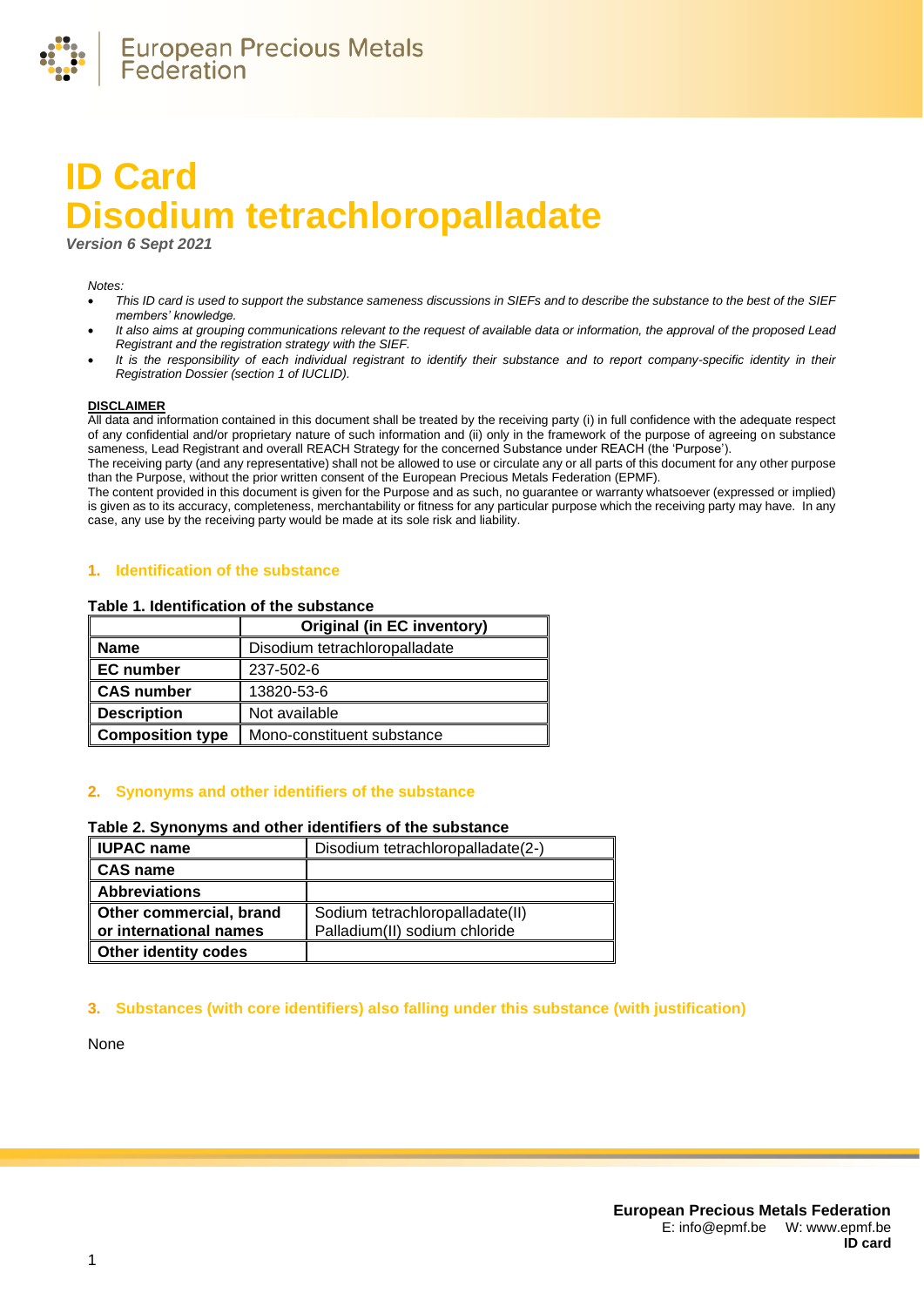# ID Card
# Disodium tetrachloropalladate

***Version 6 Sept 2021***

*Notes:*

- *This ID card is used to support the substance sameness discussions in SIEFs and to describe the substance to the best of the SIEF members' knowledge.*
- *It also aims at grouping communications relevant to the request of available data or information, the approval of the proposed Lead Registrant and the registration strategy with the SIEF.*
- *It is the responsibility of each individual registrant to identify their substance and to report company-specific identity in their Registration Dossier (section 1 of IUCLID).*

**DISCLAIMER**

All data and information contained in this document shall be treated by the receiving party (i) in full confidence with the adequate respect of any confidential and/or proprietary nature of such information and (ii) only in the framework of the purpose of agreeing on substance sameness, Lead Registrant and overall REACH Strategy for the concerned Substance under REACH (the 'Purpose').

The receiving party (and any representative) shall not be allowed to use or circulate any or all parts of this document for any other purpose than the Purpose, without the prior written consent of the European Precious Metals Federation (EPMF).

The content provided in this document is given for the Purpose and as such, no guarantee or warranty whatsoever (expressed or implied) is given as to its accuracy, completeness, merchantability or fitness for any particular purpose which the receiving party may have. In any case, any use by the receiving party would be made at its sole risk and liability.

## 1. Identification of the substance

**Table 1. Identification of the substance**

| | Original (in EC inventory) |
|---|---|
| **Name** | Disodium tetrachloropalladate |
| **EC number** | 237-502-6 |
| **CAS number** | 13820-53-6 |
| **Description** | Not available |
| **Composition type** | Mono-constituent substance |

## 2. Synonyms and other identifiers of the substance

**Table 2. Synonyms and other identifiers of the substance**

| | |
|---|---|
| **IUPAC name** | Disodium tetrachloropalladate(2-) |
| **CAS name** | |
| **Abbreviations** | |
| **Other commercial, brand or international names** | Sodium tetrachloropalladate(II)<br>Palladium(II) sodium chloride |
| **Other identity codes** | |

## 3. Substances (with core identifiers) also falling under this substance (with justification)

None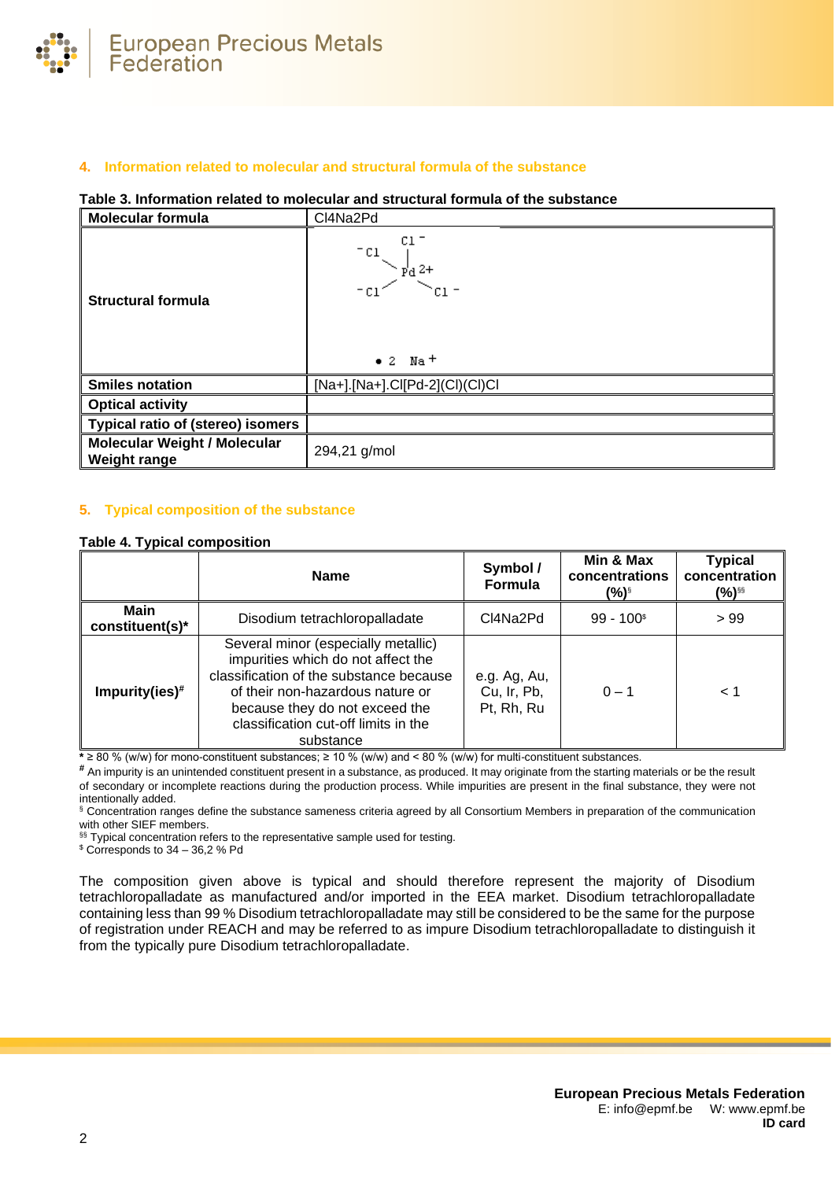## 4. Information related to molecular and structural formula of the substance

**Table 3. Information related to molecular and structural formula of the substance**

| **Molecular formula** | Cl4Na2Pd |
|---|---|
| **Structural formula** | $^-$Cl, Cl$^-$, Pd 2+, $^-$Cl, Cl$^-$ • 2 Na$^+$ |
| **Smiles notation** | [Na+].[Na+].Cl[Pd-2](Cl)(Cl)Cl |
| **Optical activity** | |
| **Typical ratio of (stereo) isomers** | |
| **Molecular Weight / Molecular Weight range** | 294,21 g/mol |

## 5. Typical composition of the substance

**Table 4. Typical composition**

| | **Name** | **Symbol / Formula** | **Min & Max concentrations (%)**[§] | **Typical concentration (%)**[§§] |
|---|---|---|---|---|
| **Main constituent(s)*** | Disodium tetrachloropalladate | Cl4Na2Pd | 99 - 100[$] | > 99 |
| **Impurity(ies)**[#] | Several minor (especially metallic) impurities which do not affect the classification of the substance because of their non-hazardous nature or because they do not exceed the classification cut-off limits in the substance | e.g. Ag, Au, Cu, Ir, Pb, Pt, Rh, Ru | 0 – 1 | < 1 |

* ≥ 80 % (w/w) for mono-constituent substances; ≥ 10 % (w/w) and < 80 % (w/w) for multi-constituent substances.

[#] An impurity is an unintended constituent present in a substance, as produced. It may originate from the starting materials or be the result of secondary or incomplete reactions during the production process. While impurities are present in the final substance, they were not intentionally added.

[§] Concentration ranges define the substance sameness criteria agreed by all Consortium Members in preparation of the communication with other SIEF members.

[§§] Typical concentration refers to the representative sample used for testing.

[$] Corresponds to 34 – 36,2 % Pd

The composition given above is typical and should therefore represent the majority of Disodium tetrachloropalladate as manufactured and/or imported in the EEA market. Disodium tetrachloropalladate containing less than 99 % Disodium tetrachloropalladate may still be considered to be the same for the purpose of registration under REACH and may be referred to as impure Disodium tetrachloropalladate to distinguish it from the typically pure Disodium tetrachloropalladate.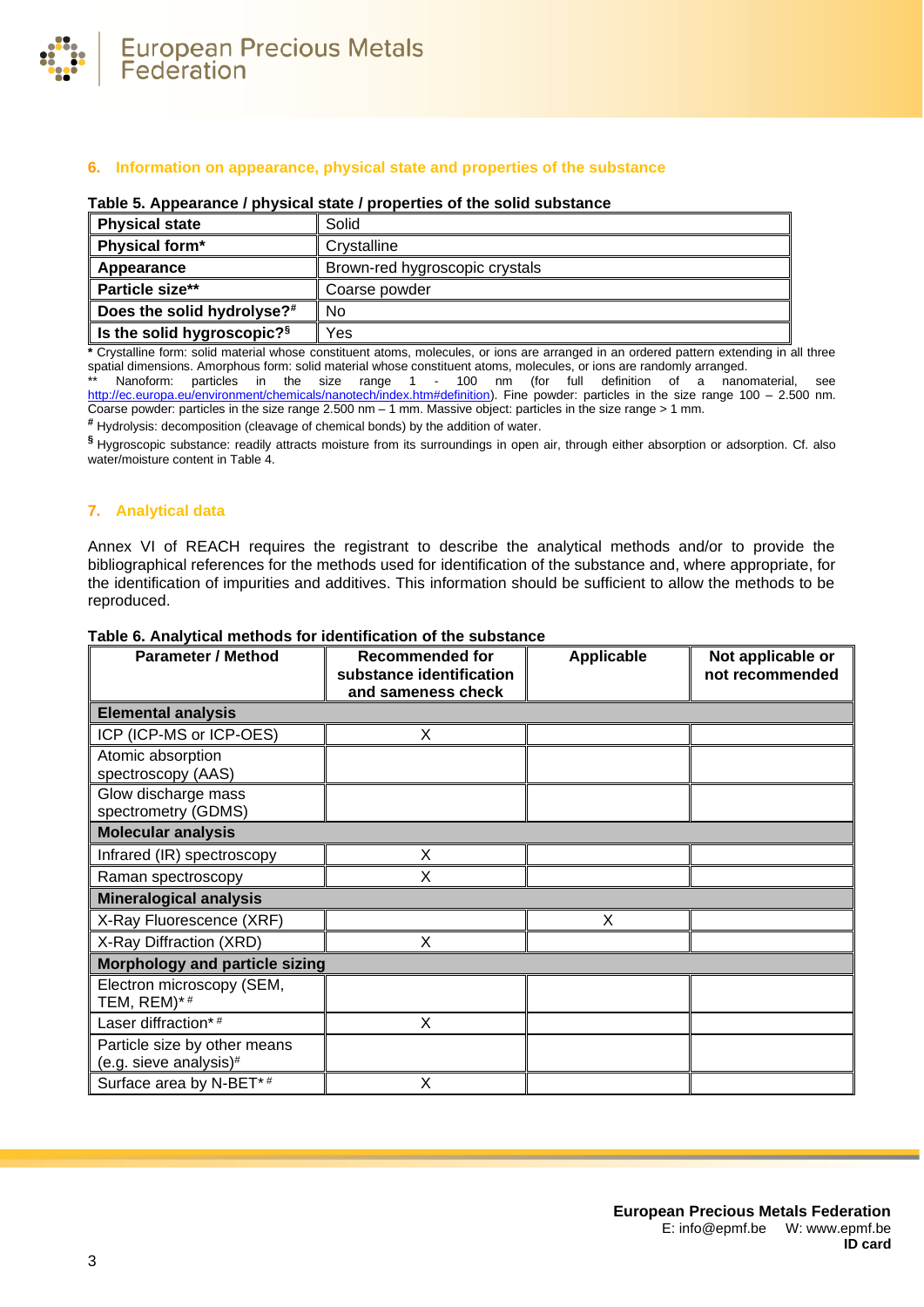## 6. Information on appearance, physical state and properties of the substance

**Table 5. Appearance / physical state / properties of the solid substance**

| **Physical state** | Solid |
|---|---|
| **Physical form*** | Crystalline |
| **Appearance** | Brown-red hygroscopic crystals |
| **Particle size**** | Coarse powder |
| **Does the solid hydrolyse?#** | No |
| **Is the solid hygroscopic?§** | Yes |

**\*** Crystalline form: solid material whose constituent atoms, molecules, or ions are arranged in an ordered pattern extending in all three spatial dimensions. Amorphous form: solid material whose constituent atoms, molecules, or ions are randomly arranged.

\*\* Nanoform: particles in the size range 1 - 100 nm (for full definition of a nanomaterial, see http://ec.europa.eu/environment/chemicals/nanotech/index.htm#definition). Fine powder: particles in the size range 100 – 2.500 nm. Coarse powder: particles in the size range 2.500 nm – 1 mm. Massive object: particles in the size range > 1 mm.

**#** Hydrolysis: decomposition (cleavage of chemical bonds) by the addition of water.

**§** Hygroscopic substance: readily attracts moisture from its surroundings in open air, through either absorption or adsorption. Cf. also water/moisture content in Table 4.

## 7. Analytical data

Annex VI of REACH requires the registrant to describe the analytical methods and/or to provide the bibliographical references for the methods used for identification of the substance and, where appropriate, for the identification of impurities and additives. This information should be sufficient to allow the methods to be reproduced.

**Table 6. Analytical methods for identification of the substance**

| Parameter / Method | Recommended for substance identification and sameness check | Applicable | Not applicable or not recommended |
|---|---|---|---|
| **Elemental analysis** | | | |
| ICP (ICP-MS or ICP-OES) | X | | |
| Atomic absorption spectroscopy (AAS) | | | |
| Glow discharge mass spectrometry (GDMS) | | | |
| **Molecular analysis** | | | |
| Infrared (IR) spectroscopy | X | | |
| Raman spectroscopy | X | | |
| **Mineralogical analysis** | | | |
| X-Ray Fluorescence (XRF) | | X | |
| X-Ray Diffraction (XRD) | X | | |
| **Morphology and particle sizing** | | | |
| Electron microscopy (SEM, TEM, REM)* # | | | |
| Laser diffraction* # | X | | |
| Particle size by other means (e.g. sieve analysis)# | | | |
| Surface area by N-BET* # | X | | |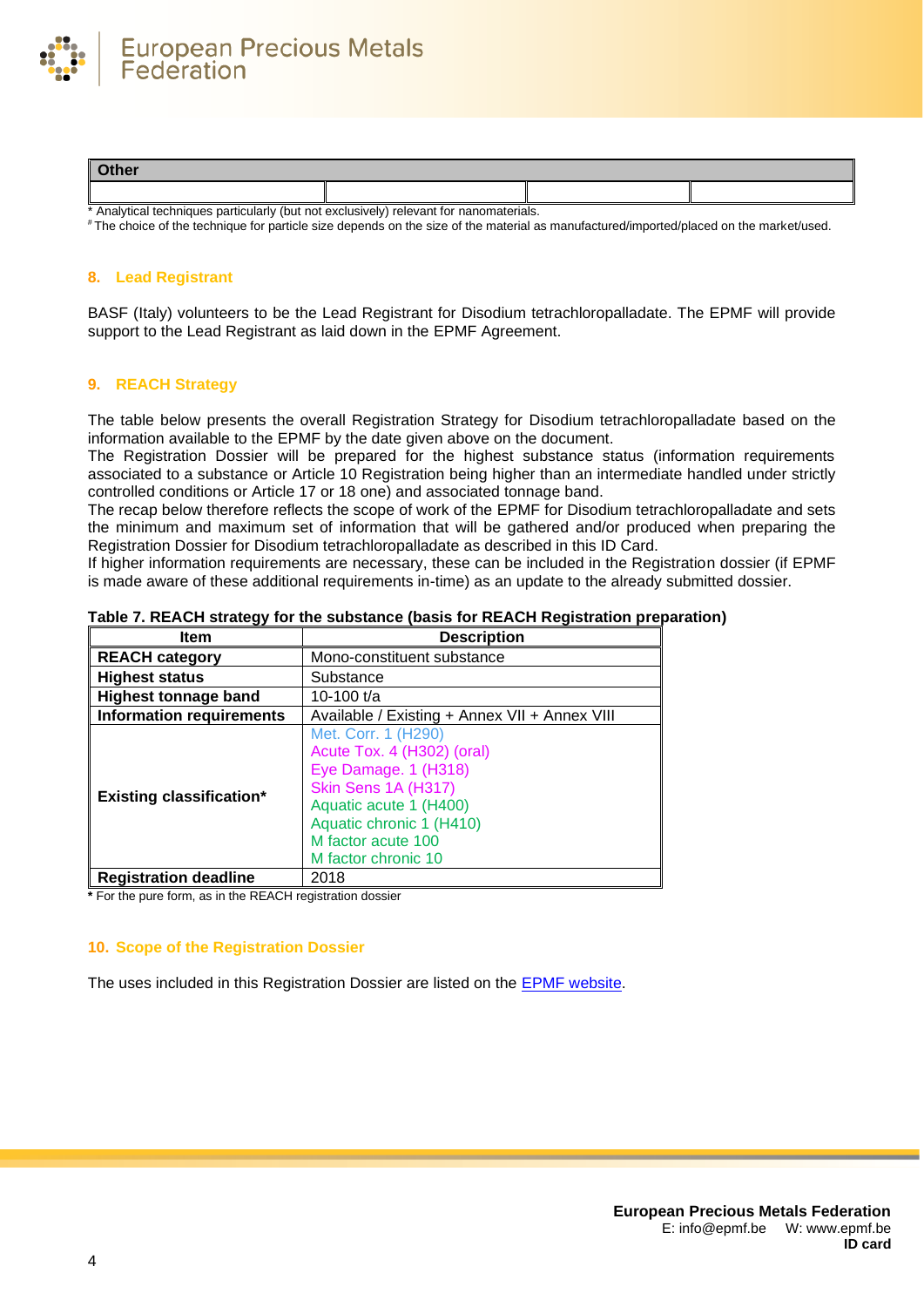| Other | | | |
|---|---|---|---|
| | | | |

\* Analytical techniques particularly (but not exclusively) relevant for nanomaterials.
[#] The choice of the technique for particle size depends on the size of the material as manufactured/imported/placed on the market/used.

## 8. Lead Registrant

BASF (Italy) volunteers to be the Lead Registrant for Disodium tetrachloropalladate. The EPMF will provide support to the Lead Registrant as laid down in the EPMF Agreement.

## 9. REACH Strategy

The table below presents the overall Registration Strategy for Disodium tetrachloropalladate based on the information available to the EPMF by the date given above on the document.
The Registration Dossier will be prepared for the highest substance status (information requirements associated to a substance or Article 10 Registration being higher than an intermediate handled under strictly controlled conditions or Article 17 or 18 one) and associated tonnage band.
The recap below therefore reflects the scope of work of the EPMF for Disodium tetrachloropalladate and sets the minimum and maximum set of information that will be gathered and/or produced when preparing the Registration Dossier for Disodium tetrachloropalladate as described in this ID Card.
If higher information requirements are necessary, these can be included in the Registration dossier (if EPMF is made aware of these additional requirements in-time) as an update to the already submitted dossier.

**Table 7. REACH strategy for the substance (basis for REACH Registration preparation)**

| Item | Description |
|---|---|
| **REACH category** | Mono-constituent substance |
| **Highest status** | Substance |
| **Highest tonnage band** | 10-100 t/a |
| **Information requirements** | Available / Existing + Annex VII + Annex VIII |
| **Existing classification*** | Met. Corr. 1 (H290)<br>Acute Tox. 4 (H302) (oral)<br>Eye Damage. 1 (H318)<br>Skin Sens 1A (H317)<br>Aquatic acute 1 (H400)<br>Aquatic chronic 1 (H410)<br>M factor acute 100<br>M factor chronic 10 |
| **Registration deadline** | 2018 |

**\*** For the pure form, as in the REACH registration dossier

## 10. Scope of the Registration Dossier

The uses included in this Registration Dossier are listed on the EPMF website.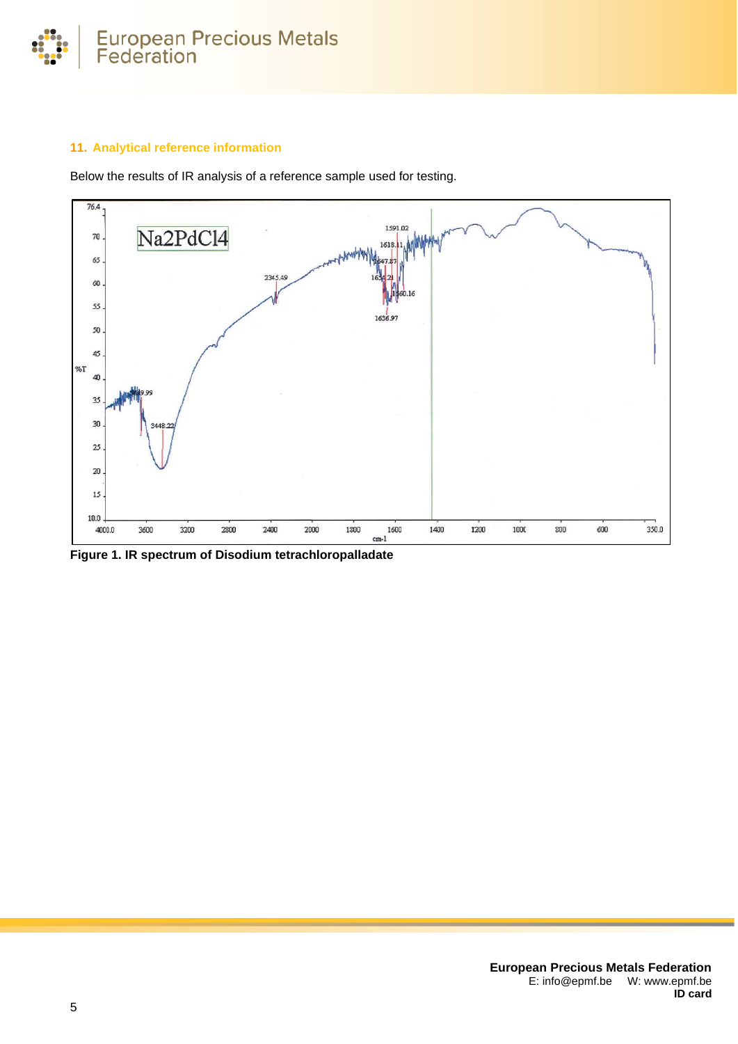## 11. Analytical reference information

Below the results of IR analysis of a reference sample used for testing.

Na2PdCl4

76.4
70
65
60
55
50
45
%T
40
35
30
25
20
15
10.0

4000.0 3600 3200 2800 2400 2000 1800 1600 1400 1200 1000 800 600 350.0
cm-1

1591.02
1618.11
1647.87
1654.21
1560.16
1636.97
2345.49
3649.99
3448.22

**Figure 1. IR spectrum of Disodium tetrachloropalladate**